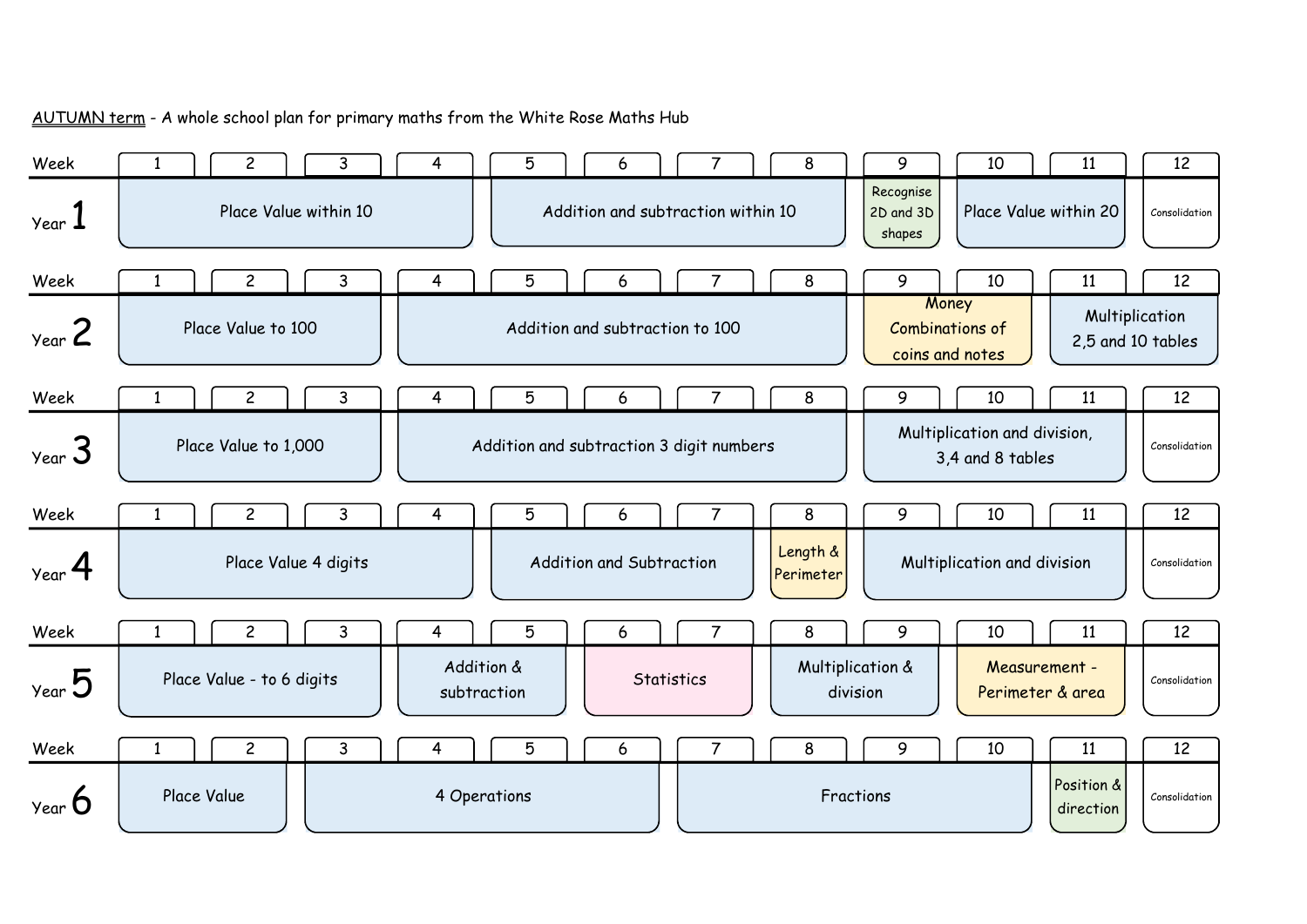<u>AUTUMN term</u> - A whole school plan for primary maths from the White Rose Maths Hub

| Week | 1 | 2 | 3 | 4 | 5 | 6 | 7 | 8 | 9 | 10 | 11 | 12 |
|---|---|---|---|---|---|---|---|---|---|---|---|---|
| Year 1 | Place Value within 10 | | | | Addition and subtraction within 10 | | | | Recognise 2D and 3D shapes | Place Value within 20 | | Consolidation |
| Year 2 | Place Value to 100 | | | Addition and subtraction to 100 | | | | | Money Combinations of coins and notes | | Multiplication 2,5 and 10 tables | |
| Year 3 | Place Value to 1,000 | | | Addition and subtraction 3 digit numbers | | | | | Multiplication and division, 3,4 and 8 tables | | | Consolidation |
| Year 4 | Place Value 4 digits | | | | Addition and Subtraction | | | Length & Perimeter | Multiplication and division | | | Consolidation |
| Year 5 | Place Value - to 6 digits | | | Addition & subtraction | | Statistics | | Multiplication & division | | Measurement - Perimeter & area | | Consolidation |
| Year 6 | Place Value | | 4 Operations | | | | Fractions | | | | Position & direction | Consolidation |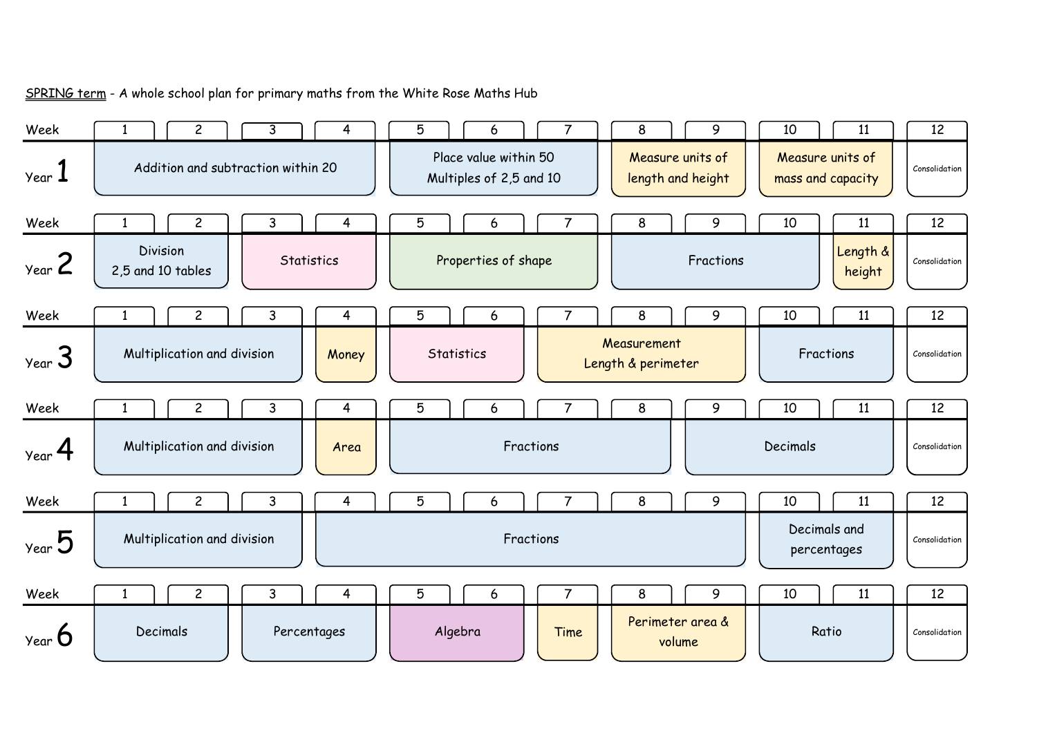SPRING term - A whole school plan for primary maths from the White Rose Maths Hub

| Week | 1 | 2 | 3 | 4 | 5 | 6 | 7 | 8 | 9 | 10 | 11 | 12 |
|---|---|---|---|---|---|---|---|---|---|---|---|---|
| Year 1 | Addition and subtraction within 20 | | | | Place value within 50 Multiples of 2,5 and 10 | | | Measure units of length and height | | Measure units of mass and capacity | | Consolidation |
| Year 2 | Division 2,5 and 10 tables | | Statistics | | Properties of shape | | | Fractions | | | Length & height | Consolidation |
| Year 3 | Multiplication and division | | | Money | Statistics | | Measurement Length & perimeter | | | Fractions | | Consolidation |
| Year 4 | Multiplication and division | | | Area | Fractions | | | | Decimals | | | Consolidation |
| Year 5 | Multiplication and division | | | Fractions | | | | | | Decimals and percentages | | Consolidation |
| Year 6 | Decimals | | Percentages | | Algebra | | Time | Perimeter area & volume | | Ratio | | Consolidation |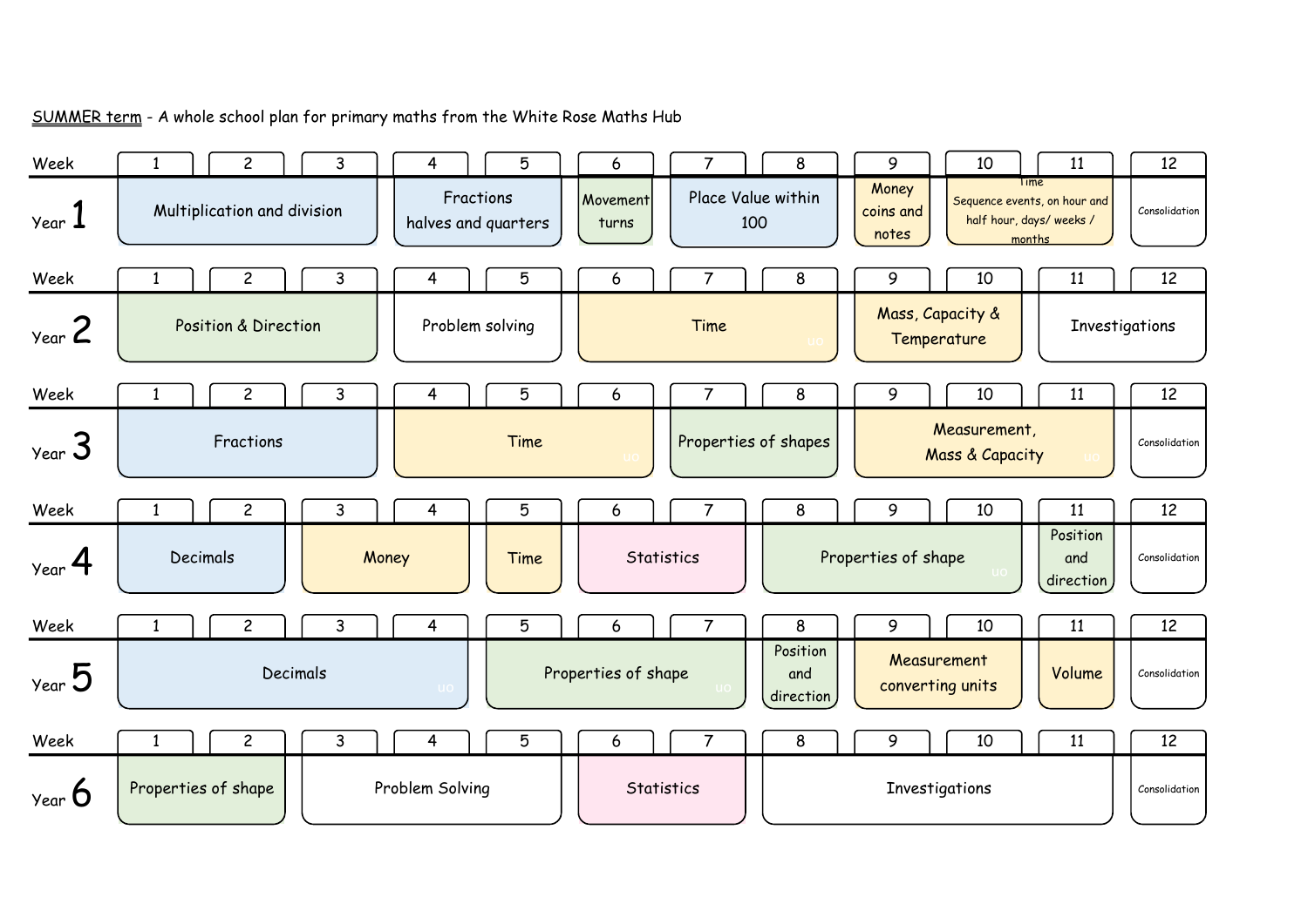SUMMER term - A whole school plan for primary maths from the White Rose Maths Hub

| Week | 1 | 2 | 3 | 4 | 5 | 6 | 7 | 8 | 9 | 10 | 11 | 12 |
|---|---|---|---|---|---|---|---|---|---|---|---|---|
| Year 1 | Multiplication and division | | | Fractions halves and quarters | | Movement turns | Place Value within 100 | | Money coins and notes | Time Sequence events, on hour and half hour, days/ weeks / months | | Consolidation |
| Year 2 | Position & Direction | | | Problem solving | | Time | | | Mass, Capacity & Temperature | | Investigations | |
| Year 3 | Fractions | | | Time | | | Properties of shapes | | Measurement, Mass & Capacity | | | Consolidation |
| Year 4 | Decimals | | Money | | Time | Statistics | | Properties of shape | | | Position and direction | Consolidation |
| Year 5 | Decimals | | | | Properties of shape | | | Position and direction | Measurement converting units | | Volume | Consolidation |
| Year 6 | Properties of shape | | Problem Solving | | | Statistics | | Investigations | | | | Consolidation |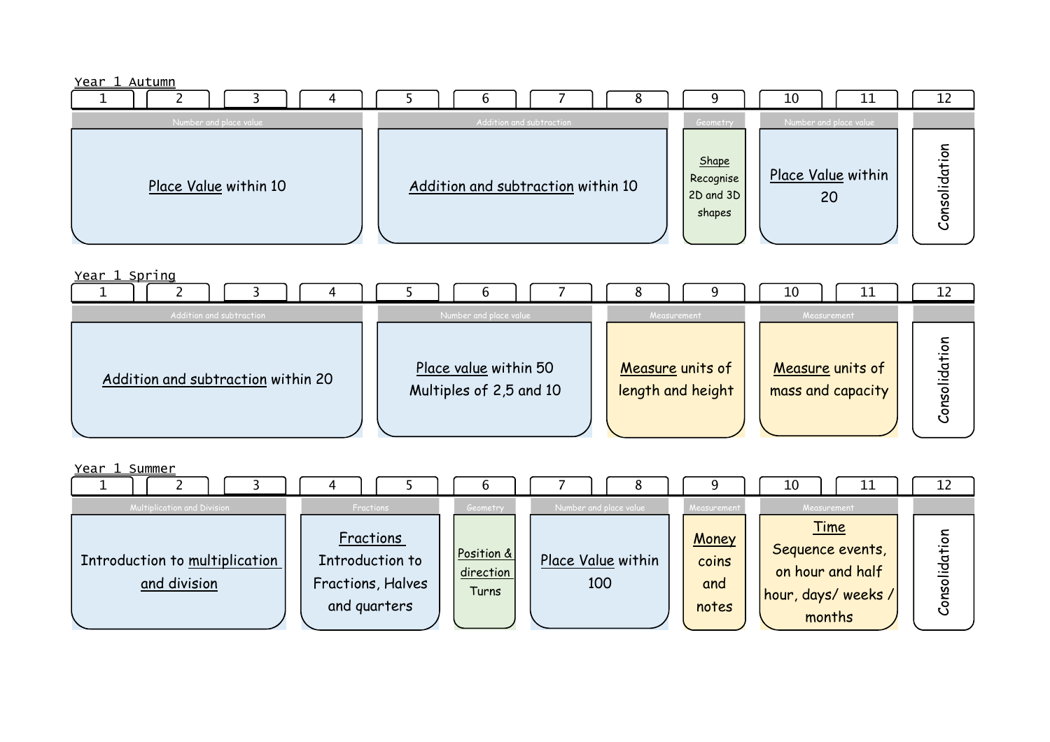## Year 1 Autumn

| Weeks | Strand | Topic |
|---|---|---|
| 1–4 | Number and place value | Place Value within 10 |
| 5–8 | Addition and subtraction | Addition and subtraction within 10 |
| 9 | Geometry | Shape: Recognise 2D and 3D shapes |
| 10–11 | Number and place value | Place Value within 20 |
| 12 | | Consolidation |

## Year 1 Spring

| Weeks | Strand | Topic |
|---|---|---|
| 1–4 | Addition and subtraction | Addition and subtraction within 20 |
| 5–7 | Number and place value | Place value within 50. Multiples of 2,5 and 10 |
| 8–9 | Measurement | Measure units of length and height |
| 10–11 | Measurement | Measure units of mass and capacity |
| 12 | | Consolidation |

## Year 1 Summer

| Weeks | Strand | Topic |
|---|---|---|
| 1–3 | Multiplication and Division | Introduction to multiplication and division |
| 4–5 | Fractions | Fractions: Introduction to Fractions, Halves and quarters |
| 6 | Geometry | Position & direction: Turns |
| 7–8 | Number and place value | Place Value within 100 |
| 9 | Measurement | Money: coins and notes |
| 10–11 | Measurement | Time: Sequence events, on hour and half hour, days/ weeks / months |
| 12 | | Consolidation |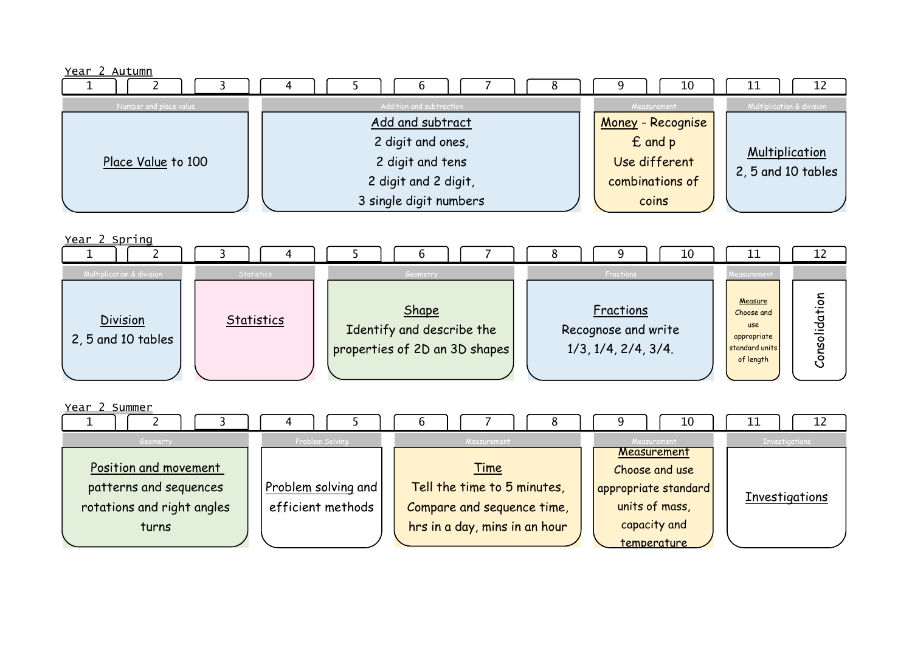## Year 2 Autumn

| Weeks | Strand | Content |
|---|---|---|
| 1–3 | Number and place value | Place Value to 100 |
| 4–8 | Addition and subtraction | Add and subtract 2 digit and ones, 2 digit and tens, 2 digit and 2 digit, 3 single digit numbers |
| 9–10 | Measurement | Money - Recognise £ and p. Use different combinations of coins |
| 11–12 | Multiplication & division | Multiplication 2, 5 and 10 tables |

## Year 2 Spring

| Weeks | Strand | Content |
|---|---|---|
| 1–2 | Multiplication & division | Division 2, 5 and 10 tables |
| 3–4 | Statistics | Statistics |
| 5–7 | Geometry | Shape. Identify and describe the properties of 2D an 3D shapes |
| 8–10 | Fractions | Fractions. Recognose and write 1/3, 1/4, 2/4, 3/4. |
| 11 | Measurement | Measure. Choose and use appropriate standard units of length |
| 12 | | Consolidation |

## Year 2 Summer

| Weeks | Strand | Content |
|---|---|---|
| 1–3 | Geomerty | Position and movement. patterns and sequences, rotations and right angles, turns |
| 4–5 | Problem Solving | Problem solving and efficient methods |
| 6–8 | Measurement | Time. Tell the time to 5 minutes, Compare and sequence time, hrs in a day, mins in an hour |
| 9–10 | Measurement | Measurement. Choose and use appropriate standard units of mass, capacity and temperature |
| 11–12 | Investigations | Investigations |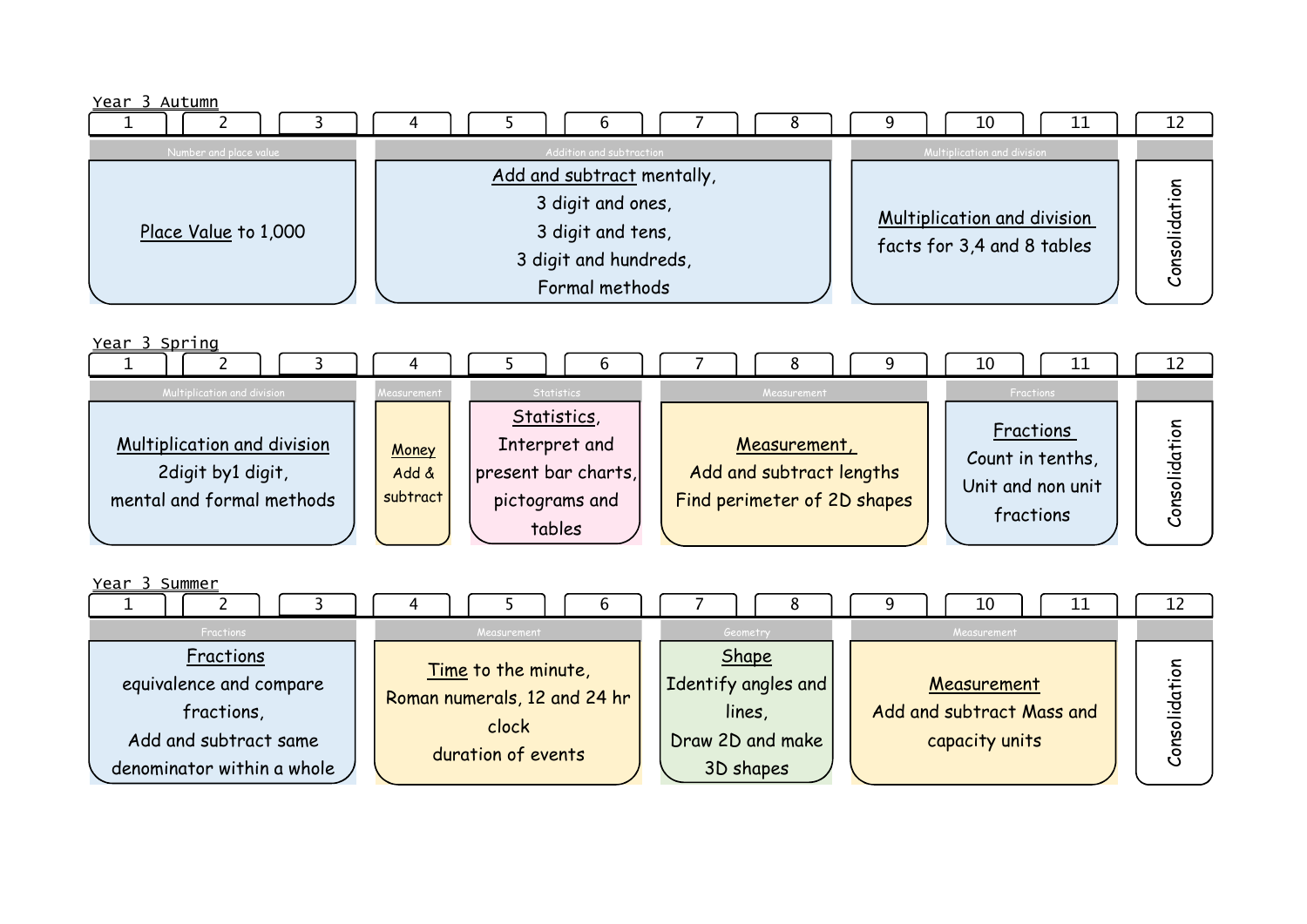## Year 3 Autumn

| Weeks | Strand | Content |
|---|---|---|
| 1–3 | Number and place value | Place Value to 1,000 |
| 4–8 | Addition and subtraction | Add and subtract mentally, 3 digit and ones, 3 digit and tens, 3 digit and hundreds, Formal methods |
| 9–11 | Multiplication and division | Multiplication and division facts for 3,4 and 8 tables |
| 12 | | Consolidation |

## Year 3 Spring

| Weeks | Strand | Content |
|---|---|---|
| 1–3 | Multiplication and division | Multiplication and division 2digit by1 digit, mental and formal methods |
| 4 | Measurement | Money Add & subtract |
| 5–6 | Statistics | Statistics, Interpret and present bar charts, pictograms and tables |
| 7–9 | Measurement | Measurement, Add and subtract lengths Find perimeter of 2D shapes |
| 10–11 | Fractions | Fractions Count in tenths, Unit and non unit fractions |
| 12 | | Consolidation |

## Year 3 Summer

| Weeks | Strand | Content |
|---|---|---|
| 1–3 | Fractions | Fractions equivalence and compare fractions, Add and subtract same denominator within a whole |
| 4–6 | Measurement | Time to the minute, Roman numerals, 12 and 24 hr clock duration of events |
| 7–8 | Geometry | Shape Identify angles and lines, Draw 2D and make 3D shapes |
| 9–11 | Measurement | Measurement Add and subtract Mass and capacity units |
| 12 | | Consolidation |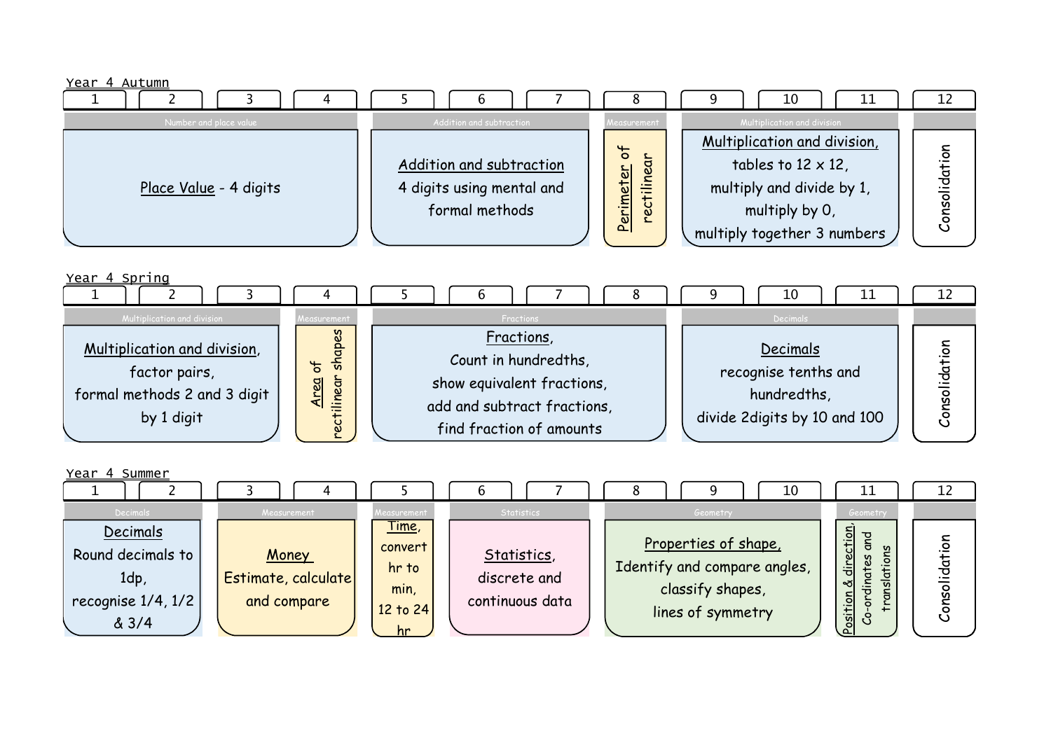## Year 4 Autumn

| Weeks | Strand | Content |
|---|---|---|
| 1–4 | Number and place value | Place Value - 4 digits |
| 5–7 | Addition and subtraction | Addition and subtraction 4 digits using mental and formal methods |
| 8 | Measurement | Perimeter of rectilinear |
| 9–11 | Multiplication and division | Multiplication and division, tables to 12 x 12, multiply and divide by 1, multiply by 0, multiply together 3 numbers |
| 12 | | Consolidation |

## Year 4 Spring

| Weeks | Strand | Content |
|---|---|---|
| 1–3 | Multiplication and division | Multiplication and division, factor pairs, formal methods 2 and 3 digit by 1 digit |
| 4 | Measurement | Area of rectilinear shapes |
| 5–8 | Fractions | Fractions, Count in hundredths, show equivalent fractions, add and subtract fractions, find fraction of amounts |
| 9–11 | Decimals | Decimals recognise tenths and hundredths, divide 2digits by 10 and 100 |
| 12 | | Consolidation |

## Year 4 Summer

| Weeks | Strand | Content |
|---|---|---|
| 1–2 | Decimals | Decimals Round decimals to 1dp, recognise 1/4, 1/2 & 3/4 |
| 3–4 | Measurement | Money Estimate, calculate and compare |
| 5 | Measurement | Time, convert hr to min, 12 to 24 hr |
| 6–7 | Statistics | Statistics, discrete and continuous data |
| 8–10 | Geometry | Properties of shape, Identify and compare angles, classify shapes, lines of symmetry |
| 11 | Geometry | Position & direction, Co-ordinates and translations |
| 12 | | Consolidation |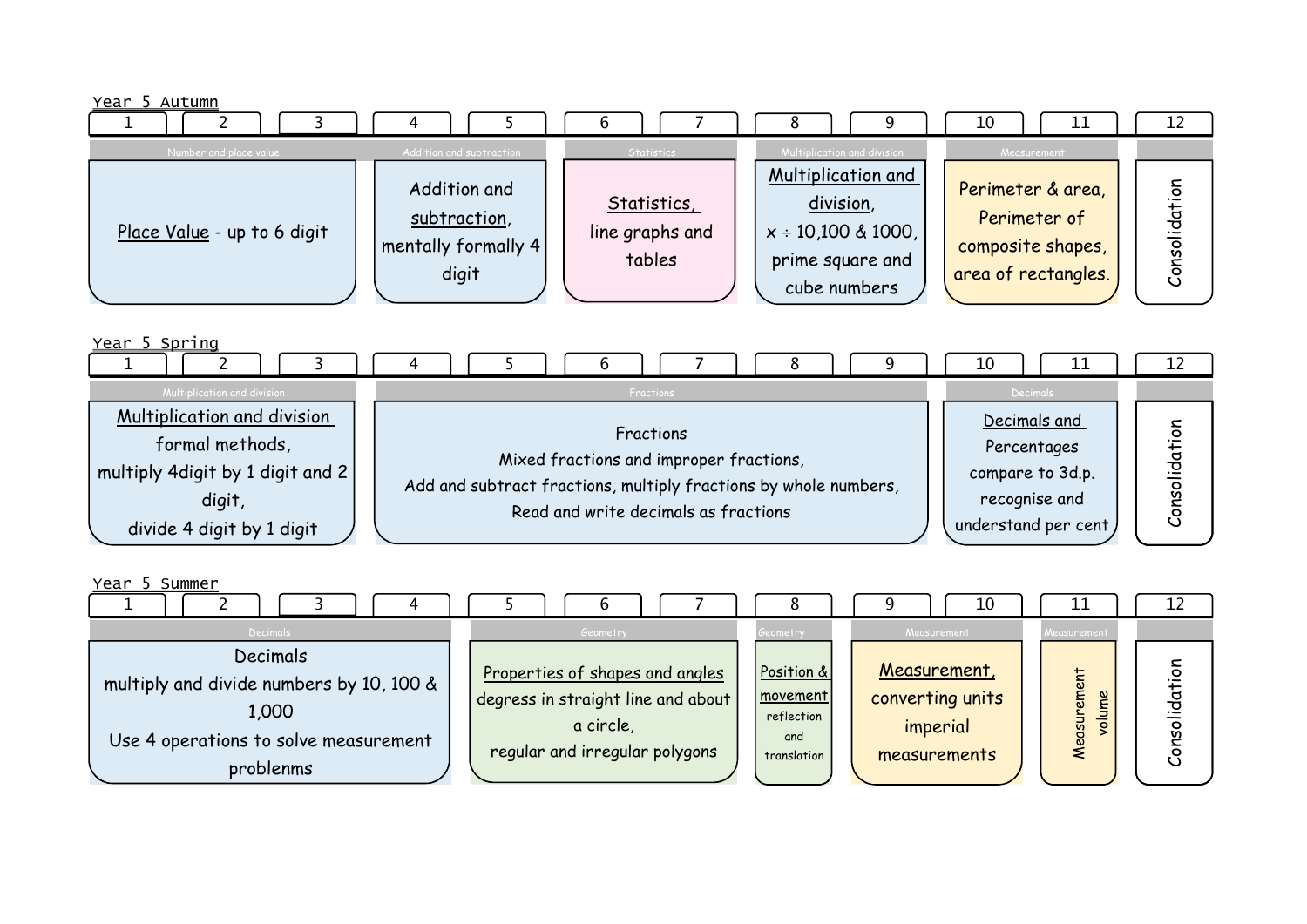## Year 5 Autumn

| Weeks | Strand | Content |
|---|---|---|
| 1–3 | Number and place value | Place Value - up to 6 digit |
| 4–5 | Addition and subtraction | Addition and subtraction, mentally formally 4 digit |
| 6–7 | Statistics | Statistics, line graphs and tables |
| 8–9 | Multiplication and division | Multiplication and division, × ÷ 10,100 & 1000, prime square and cube numbers |
| 10–11 | Measurement | Perimeter & area, Perimeter of composite shapes, area of rectangles. |
| 12 | | Consolidation |

## Year 5 Spring

| Weeks | Strand | Content |
|---|---|---|
| 1–3 | Multiplication and division | Multiplication and division formal methods, multiply 4digit by 1 digit and 2 digit, divide 4 digit by 1 digit |
| 4–9 | Fractions | Fractions<br>Mixed fractions and improper fractions,<br>Add and subtract fractions, multiply fractions by whole numbers,<br>Read and write decimals as fractions |
| 10–11 | Decimals | Decimals and Percentages compare to 3d.p. recognise and understand per cent |
| 12 | | Consolidation |

## Year 5 Summer

| Weeks | Strand | Content |
|---|---|---|
| 1–4 | Decimals | Decimals<br>multiply and divide numbers by 10, 100 & 1,000<br>Use 4 operations to solve measurement problenms |
| 5–7 | Geometry | Properties of shapes and angles degress in straight line and about a circle,<br>regular and irregular polygons |
| 8 | Geometry | Position & movement reflection and translation |
| 9–10 | Measurement | Measurement, converting units imperial measurements |
| 11 | Measurement | Measurement volume |
| 12 | | Consolidation |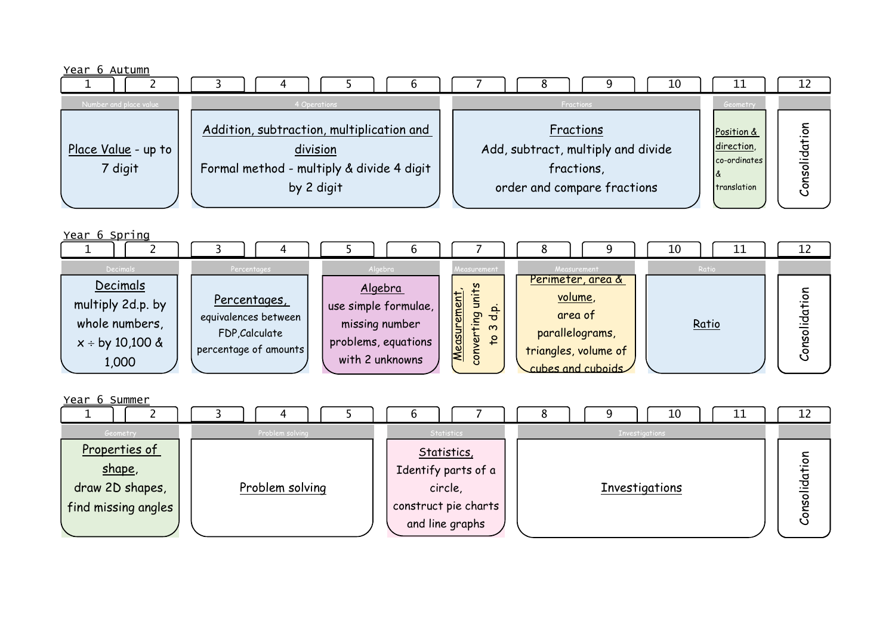## Year 6 Autumn

| Weeks | Area | Content |
| --- | --- | --- |
| 1–2 | Number and place value | Place Value - up to 7 digit |
| 3–6 | 4 Operations | Addition, subtraction, multiplication and division<br>Formal method - multiply & divide 4 digit by 2 digit |
| 7–10 | Fractions | Fractions<br>Add, subtract, multiply and divide fractions,<br>order and compare fractions |
| 11 | Geometry | Position & direction, co-ordinates & translation |
| 12 | | Consolidation |

## Year 6 Spring

| Weeks | Area | Content |
| --- | --- | --- |
| 1–2 | Decimals | Decimals<br>multiply 2d.p. by whole numbers,<br>× ÷ by 10,100 & 1,000 |
| 3–4 | Percentages | Percentages,<br>equivalences between FDP,Calculate percentage of amounts |
| 5–6 | Algebra | Algebra<br>use simple formulae, missing number problems, equations with 2 unknowns |
| 7 | Measurement | Measurement, converting units to 3 d.p. |
| 8–9 | Measurement | Perimeter, area & volume,<br>area of parallelograms, triangles, volume of cubes and cuboids |
| 10–11 | Ratio | Ratio |
| 12 | | Consolidation |

## Year 6 Summer

| Weeks | Area | Content |
| --- | --- | --- |
| 1–2 | Geometry | Properties of shape,<br>draw 2D shapes, find missing angles |
| 3–5 | Problem solving | Problem solving |
| 6–7 | Statistics | Statistics,<br>Identify parts of a circle,<br>construct pie charts and line graphs |
| 8–11 | Investigations | Investigations |
| 12 | | Consolidation |